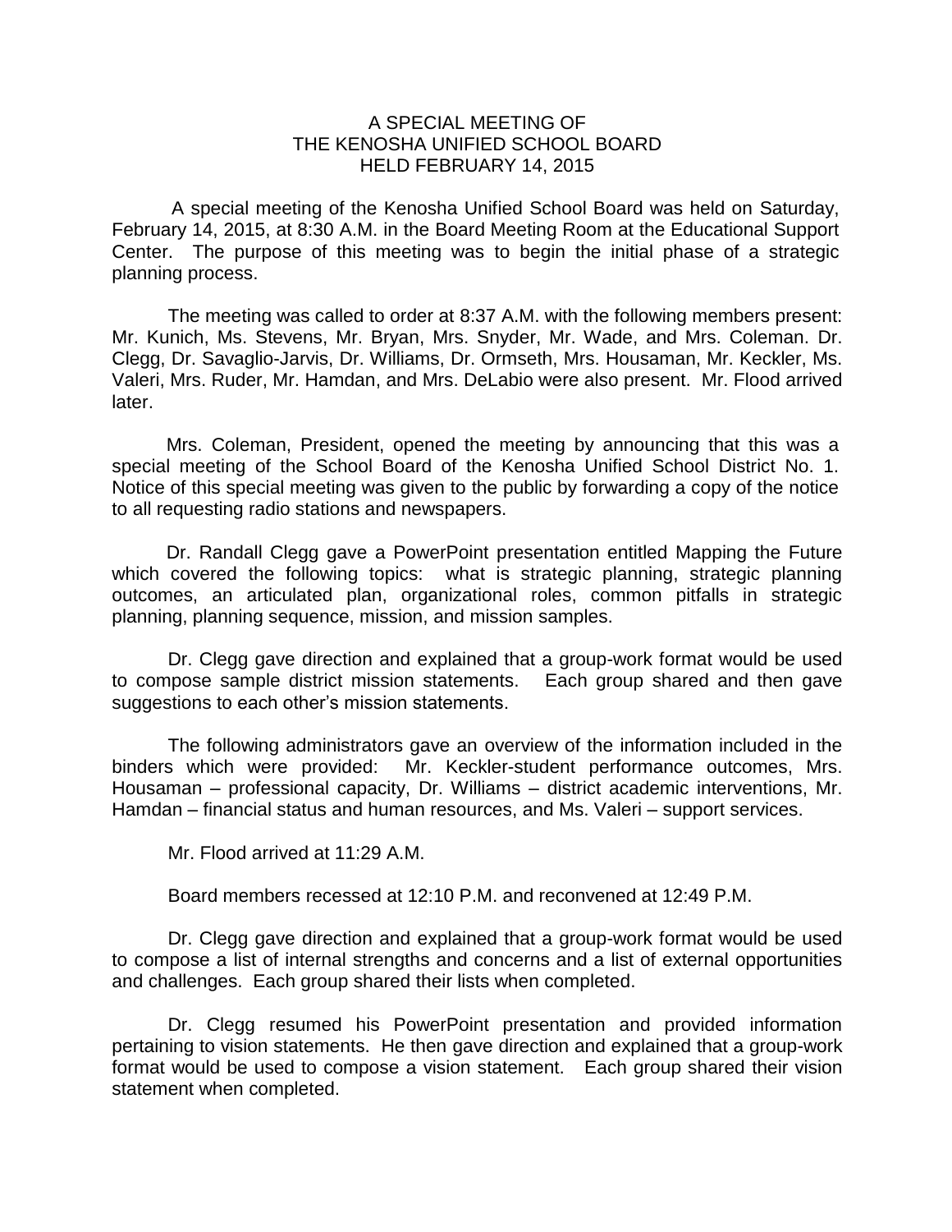# A SPECIAL MEETING OF THE KENOSHA UNIFIED SCHOOL BOARD HELD FEBRUARY 14, 2015

A special meeting of the Kenosha Unified School Board was held on Saturday, February 14, 2015, at 8:30 A.M. in the Board Meeting Room at the Educational Support Center. The purpose of this meeting was to begin the initial phase of a strategic planning process.

The meeting was called to order at 8:37 A.M. with the following members present: Mr. Kunich, Ms. Stevens, Mr. Bryan, Mrs. Snyder, Mr. Wade, and Mrs. Coleman. Dr. Clegg, Dr. Savaglio-Jarvis, Dr. Williams, Dr. Ormseth, Mrs. Housaman, Mr. Keckler, Ms. Valeri, Mrs. Ruder, Mr. Hamdan, and Mrs. DeLabio were also present. Mr. Flood arrived later.

Mrs. Coleman, President, opened the meeting by announcing that this was a special meeting of the School Board of the Kenosha Unified School District No. 1. Notice of this special meeting was given to the public by forwarding a copy of the notice to all requesting radio stations and newspapers.

Dr. Randall Clegg gave a PowerPoint presentation entitled Mapping the Future which covered the following topics: what is strategic planning, strategic planning outcomes, an articulated plan, organizational roles, common pitfalls in strategic planning, planning sequence, mission, and mission samples.

Dr. Clegg gave direction and explained that a group-work format would be used to compose sample district mission statements. Each group shared and then gave suggestions to each other's mission statements.

The following administrators gave an overview of the information included in the binders which were provided: Mr. Keckler-student performance outcomes, Mrs. Housaman – professional capacity, Dr. Williams – district academic interventions, Mr. Hamdan – financial status and human resources, and Ms. Valeri – support services.

Mr. Flood arrived at 11:29 A.M.

Board members recessed at 12:10 P.M. and reconvened at 12:49 P.M.

Dr. Clegg gave direction and explained that a group-work format would be used to compose a list of internal strengths and concerns and a list of external opportunities and challenges. Each group shared their lists when completed.

Dr. Clegg resumed his PowerPoint presentation and provided information pertaining to vision statements. He then gave direction and explained that a group-work format would be used to compose a vision statement. Each group shared their vision statement when completed.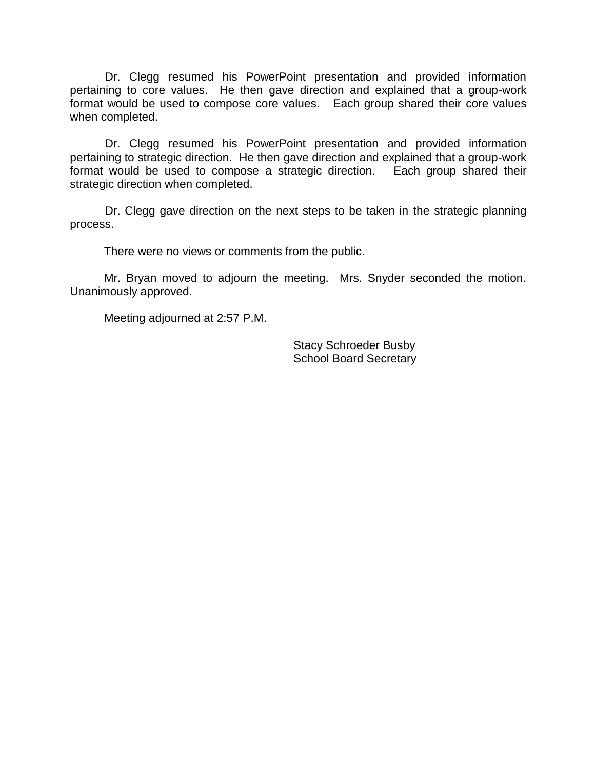Dr. Clegg resumed his PowerPoint presentation and provided information pertaining to core values. He then gave direction and explained that a group-work format would be used to compose core values. Each group shared their core values when completed.

Dr. Clegg resumed his PowerPoint presentation and provided information pertaining to strategic direction. He then gave direction and explained that a group-work format would be used to compose a strategic direction. Each group shared their strategic direction when completed.

Dr. Clegg gave direction on the next steps to be taken in the strategic planning process.

There were no views or comments from the public.

Mr. Bryan moved to adjourn the meeting. Mrs. Snyder seconded the motion. Unanimously approved.

Meeting adjourned at 2:57 P.M.

Stacy Schroeder Busby
School Board Secretary